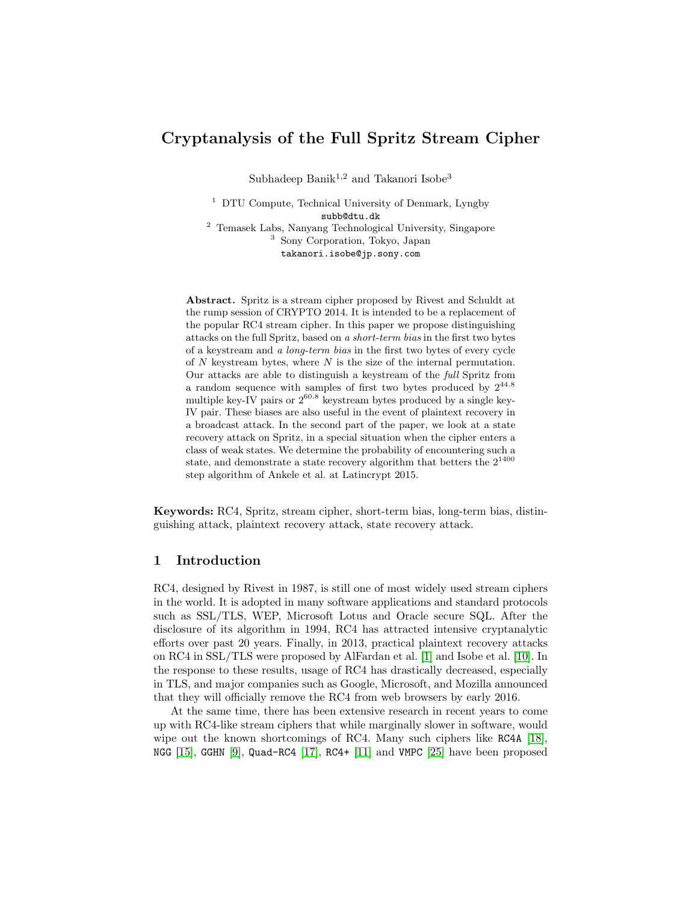# Cryptanalysis of the Full Spritz Stream Cipher

Subhadeep Banik[1,2] and Takanori Isobe[3]

[1] DTU Compute, Technical University of Denmark, Lyngby
subb@dtu.dk
[2] Temasek Labs, Nanyang Technological University, Singapore
[3] Sony Corporation, Tokyo, Japan
takanori.isobe@jp.sony.com

**Abstract.** Spritz is a stream cipher proposed by Rivest and Schuldt at the rump session of CRYPTO 2014. It is intended to be a replacement of the popular RC4 stream cipher. In this paper we propose distinguishing attacks on the full Spritz, based on *a short-term bias* in the first two bytes of a keystream and *a long-term bias* in the first two bytes of every cycle of $N$ keystream bytes, where $N$ is the size of the internal permutation. Our attacks are able to distinguish a keystream of the *full* Spritz from a random sequence with samples of first two bytes produced by $2^{44.8}$ multiple key-IV pairs or $2^{60.8}$ keystream bytes produced by a single key-IV pair. These biases are also useful in the event of plaintext recovery in a broadcast attack. In the second part of the paper, we look at a state recovery attack on Spritz, in a special situation when the cipher enters a class of weak states. We determine the probability of encountering such a state, and demonstrate a state recovery algorithm that betters the $2^{1400}$ step algorithm of Ankele et al. at Latincrypt 2015.

**Keywords:** RC4, Spritz, stream cipher, short-term bias, long-term bias, distinguishing attack, plaintext recovery attack, state recovery attack.

## 1 Introduction

RC4, designed by Rivest in 1987, is still one of most widely used stream ciphers in the world. It is adopted in many software applications and standard protocols such as SSL/TLS, WEP, Microsoft Lotus and Oracle secure SQL. After the disclosure of its algorithm in 1994, RC4 has attracted intensive cryptanalytic efforts over past 20 years. Finally, in 2013, practical plaintext recovery attacks on RC4 in SSL/TLS were proposed by AlFardan et al. [1] and Isobe et al. [10]. In the response to these results, usage of RC4 has drastically decreased, especially in TLS, and major companies such as Google, Microsoft, and Mozilla announced that they will officially remove the RC4 from web browsers by early 2016.

At the same time, there has been extensive research in recent years to come up with RC4-like stream ciphers that while marginally slower in software, would wipe out the known shortcomings of RC4. Many such ciphers like `RC4A` [18], `NGG` [15], `GGHN` [9], `Quad-RC4` [17], `RC4+` [11] and `VMPC` [25] have been proposed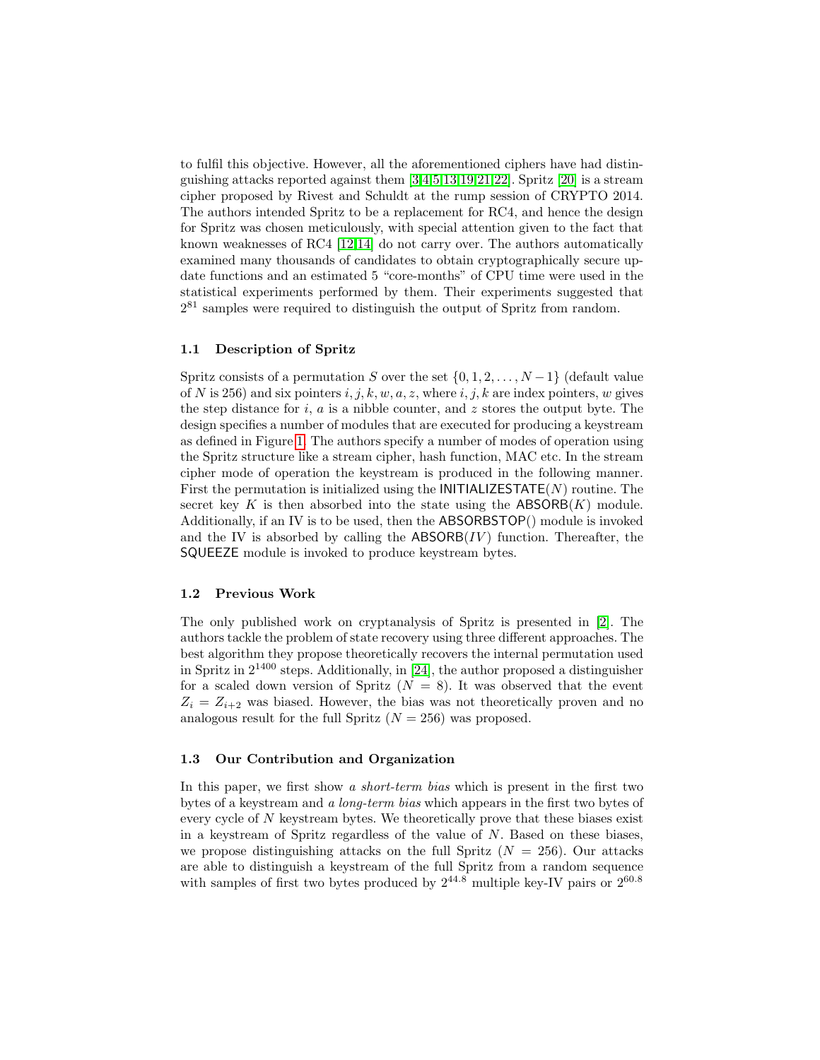to fulfil this objective. However, all the aforementioned ciphers have had distinguishing attacks reported against them [3,4,5,13,19,21,22]. Spritz [20] is a stream cipher proposed by Rivest and Schuldt at the rump session of CRYPTO 2014. The authors intended Spritz to be a replacement for RC4, and hence the design for Spritz was chosen meticulously, with special attention given to the fact that known weaknesses of RC4 [12,14] do not carry over. The authors automatically examined many thousands of candidates to obtain cryptographically secure update functions and an estimated 5 "core-months" of CPU time were used in the statistical experiments performed by them. Their experiments suggested that $2^{81}$ samples were required to distinguish the output of Spritz from random.

### 1.1 Description of Spritz

Spritz consists of a permutation $S$ over the set $\{0, 1, 2, \ldots, N-1\}$ (default value of $N$ is 256) and six pointers $i, j, k, w, a, z$, where $i, j, k$ are index pointers, $w$ gives the step distance for $i$, $a$ is a nibble counter, and $z$ stores the output byte. The design specifies a number of modules that are executed for producing a keystream as defined in Figure 1. The authors specify a number of modes of operation using the Spritz structure like a stream cipher, hash function, MAC etc. In the stream cipher mode of operation the keystream is produced in the following manner. First the permutation is initialized using the INITIALIZESTATE($N$) routine. The secret key $K$ is then absorbed into the state using the ABSORB($K$) module. Additionally, if an IV is to be used, then the ABSORBSTOP() module is invoked and the IV is absorbed by calling the ABSORB($IV$) function. Thereafter, the SQUEEZE module is invoked to produce keystream bytes.

### 1.2 Previous Work

The only published work on cryptanalysis of Spritz is presented in [2]. The authors tackle the problem of state recovery using three different approaches. The best algorithm they propose theoretically recovers the internal permutation used in Spritz in $2^{1400}$ steps. Additionally, in [24], the author proposed a distinguisher for a scaled down version of Spritz ($N = 8$). It was observed that the event $Z_i = Z_{i+2}$ was biased. However, the bias was not theoretically proven and no analogous result for the full Spritz ($N = 256$) was proposed.

### 1.3 Our Contribution and Organization

In this paper, we first show *a short-term bias* which is present in the first two bytes of a keystream and *a long-term bias* which appears in the first two bytes of every cycle of $N$ keystream bytes. We theoretically prove that these biases exist in a keystream of Spritz regardless of the value of $N$. Based on these biases, we propose distinguishing attacks on the full Spritz ($N = 256$). Our attacks are able to distinguish a keystream of the full Spritz from a random sequence with samples of first two bytes produced by $2^{44.8}$ multiple key-IV pairs or $2^{60.8}$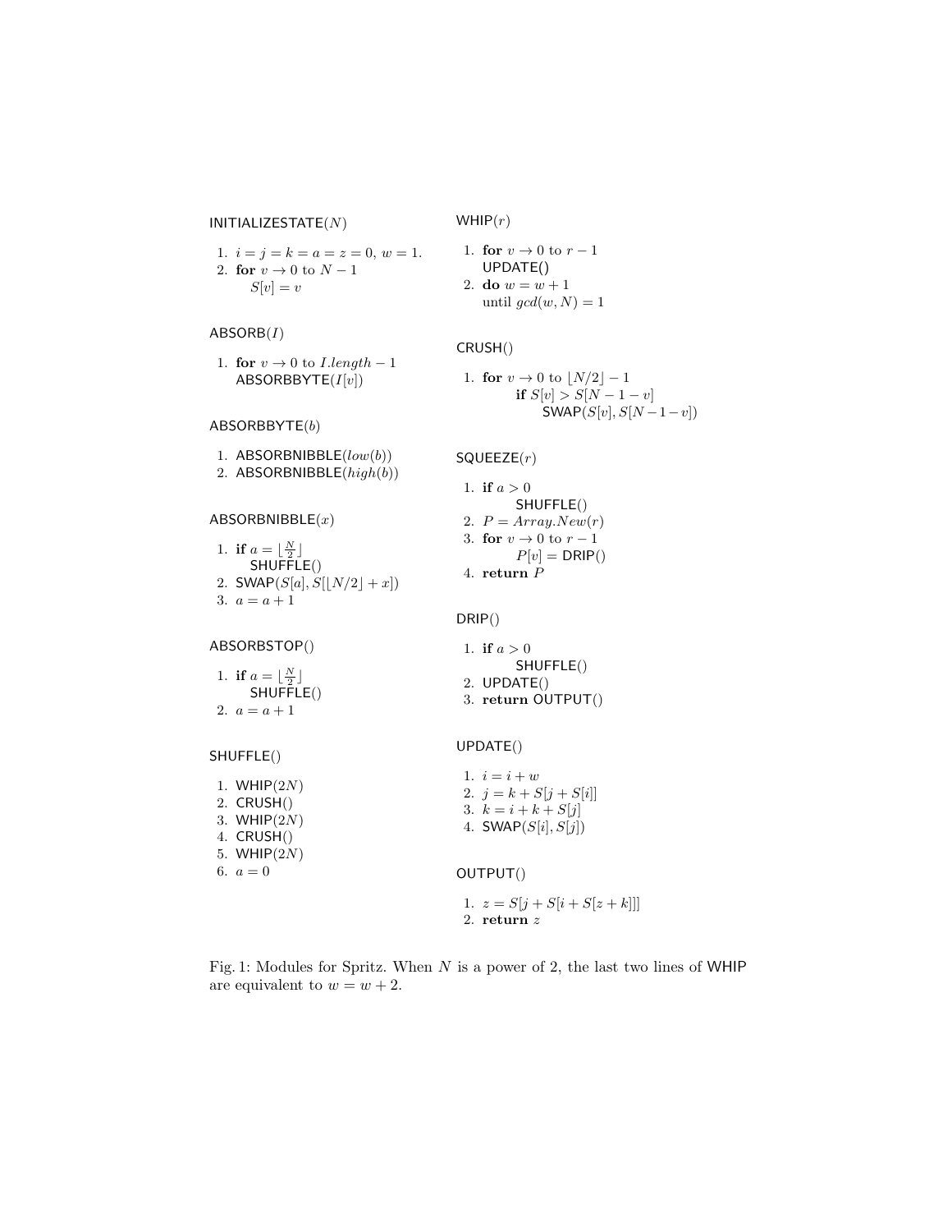INITIALIZESTATE($N$)

1. $i = j = k = a = z = 0$, $w = 1$.
2. **for** $v \to 0$ to $N - 1$
   $S[v] = v$

ABSORB($I$)

1. **for** $v \to 0$ to $I.length - 1$
   ABSORBBYTE($I[v]$)

ABSORBBYTE($b$)

1. ABSORBNIBBLE($low(b)$)
2. ABSORBNIBBLE($high(b)$)

ABSORBNIBBLE($x$)

1. **if** $a = \lfloor \frac{N}{2} \rfloor$
   SHUFFLE()
2. SWAP($S[a], S[\lfloor N/2 \rfloor + x]$)
3. $a = a + 1$

ABSORBSTOP()

1. **if** $a = \lfloor \frac{N}{2} \rfloor$
   SHUFFLE()
2. $a = a + 1$

SHUFFLE()

1. WHIP($2N$)
2. CRUSH()
3. WHIP($2N$)
4. CRUSH()
5. WHIP($2N$)
6. $a = 0$

WHIP($r$)

1. **for** $v \to 0$ to $r - 1$
   UPDATE()
2. **do** $w = w + 1$
   until $gcd(w, N) = 1$

CRUSH()

1. **for** $v \to 0$ to $\lfloor N/2 \rfloor - 1$
   **if** $S[v] > S[N - 1 - v]$
   SWAP($S[v], S[N-1-v]$)

SQUEEZE($r$)

1. **if** $a > 0$
   SHUFFLE()
2. $P = Array.New(r)$
3. **for** $v \to 0$ to $r - 1$
   $P[v] =$ DRIP()
4. **return** $P$

DRIP()

1. **if** $a > 0$
   SHUFFLE()
2. UPDATE()
3. **return** OUTPUT()

UPDATE()

1. $i = i + w$
2. $j = k + S[j + S[i]]$
3. $k = i + k + S[j]$
4. SWAP($S[i], S[j]$)

OUTPUT()

1. $z = S[j + S[i + S[z + k]]]$
2. **return** $z$

Fig. 1: Modules for Spritz. When $N$ is a power of 2, the last two lines of WHIP are equivalent to $w = w + 2$.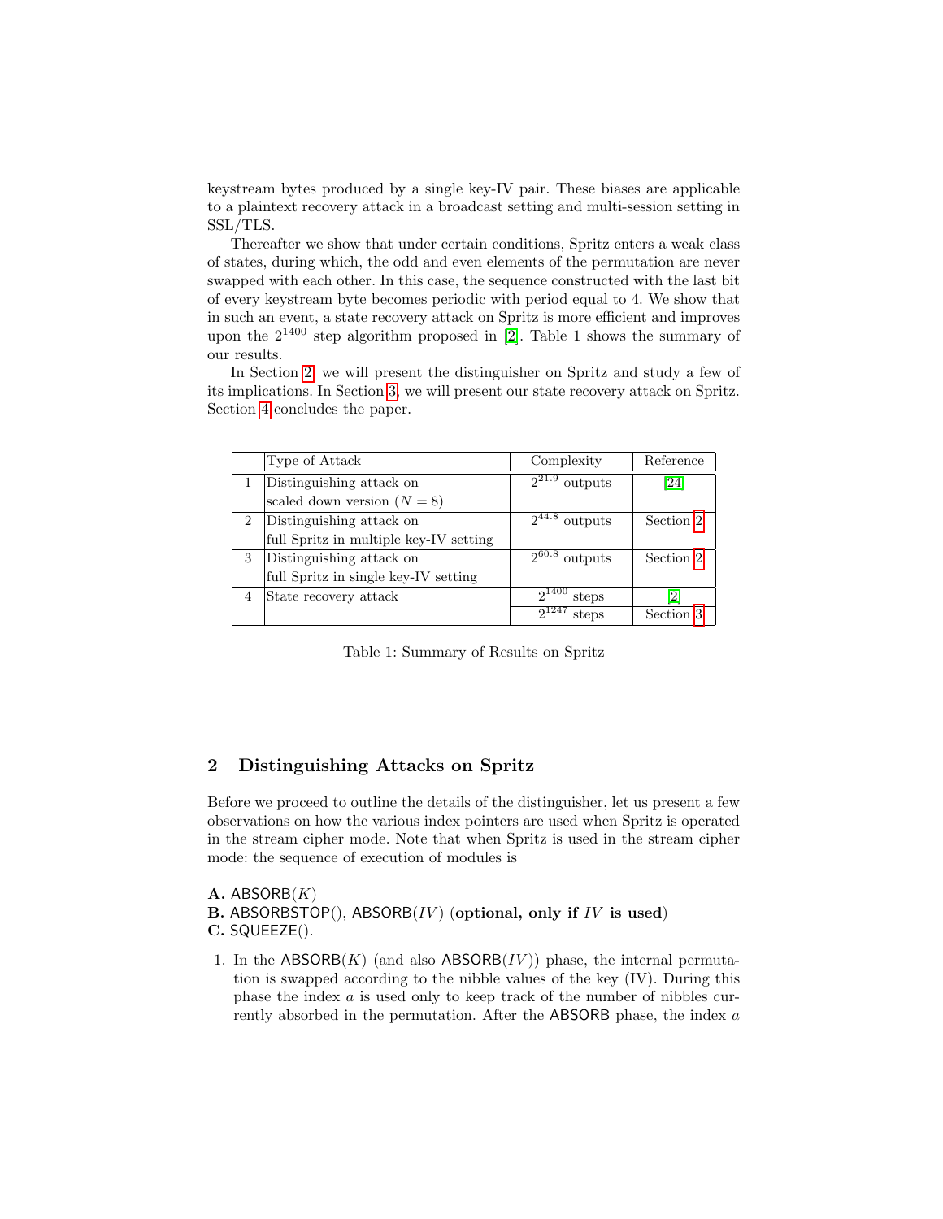keystream bytes produced by a single key-IV pair. These biases are applicable to a plaintext recovery attack in a broadcast setting and multi-session setting in SSL/TLS.

Thereafter we show that under certain conditions, Spritz enters a weak class of states, during which, the odd and even elements of the permutation are never swapped with each other. In this case, the sequence constructed with the last bit of every keystream byte becomes periodic with period equal to 4. We show that in such an event, a state recovery attack on Spritz is more efficient and improves upon the $2^{1400}$ step algorithm proposed in [2]. Table 1 shows the summary of our results.

In Section 2, we will present the distinguisher on Spritz and study a few of its implications. In Section 3, we will present our state recovery attack on Spritz. Section 4 concludes the paper.

| | Type of Attack | Complexity | Reference |
|---|---|---|---|
| 1 | Distinguishing attack on scaled down version ($N = 8$) | $2^{21.9}$ outputs | [24] |
| 2 | Distinguishing attack on full Spritz in multiple key-IV setting | $2^{44.8}$ outputs | Section 2 |
| 3 | Distinguishing attack on full Spritz in single key-IV setting | $2^{60.8}$ outputs | Section 2 |
| 4 | State recovery attack | $2^{1400}$ steps | [2] |
| | | $2^{1247}$ steps | Section 3 |

Table 1: Summary of Results on Spritz

## 2 Distinguishing Attacks on Spritz

Before we proceed to outline the details of the distinguisher, let us present a few observations on how the various index pointers are used when Spritz is operated in the stream cipher mode. Note that when Spritz is used in the stream cipher mode: the sequence of execution of modules is

**A.** ABSORB($K$)
**B.** ABSORBSTOP(), ABSORB($IV$) (**optional, only if** $IV$ **is used**)
**C.** SQUEEZE().

1. In the ABSORB($K$) (and also ABSORB($IV$)) phase, the internal permutation is swapped according to the nibble values of the key (IV). During this phase the index $a$ is used only to keep track of the number of nibbles currently absorbed in the permutation. After the ABSORB phase, the index $a$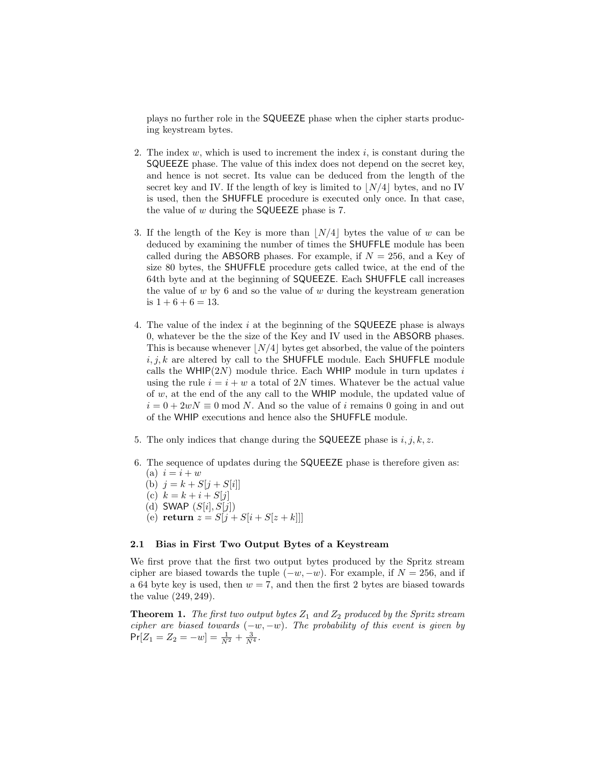plays no further role in the SQUEEZE phase when the cipher starts producing keystream bytes.

2. The index $w$, which is used to increment the index $i$, is constant during the SQUEEZE phase. The value of this index does not depend on the secret key, and hence is not secret. Its value can be deduced from the length of the secret key and IV. If the length of key is limited to $\lfloor N/4 \rfloor$ bytes, and no IV is used, then the SHUFFLE procedure is executed only once. In that case, the value of $w$ during the SQUEEZE phase is 7.

3. If the length of the Key is more than $\lfloor N/4 \rfloor$ bytes the value of $w$ can be deduced by examining the number of times the SHUFFLE module has been called during the ABSORB phases. For example, if $N = 256$, and a Key of size 80 bytes, the SHUFFLE procedure gets called twice, at the end of the 64th byte and at the beginning of SQUEEZE. Each SHUFFLE call increases the value of $w$ by 6 and so the value of $w$ during the keystream generation is $1 + 6 + 6 = 13$.

4. The value of the index $i$ at the beginning of the SQUEEZE phase is always 0, whatever be the the size of the Key and IV used in the ABSORB phases. This is because whenever $\lfloor N/4 \rfloor$ bytes get absorbed, the value of the pointers $i, j, k$ are altered by call to the SHUFFLE module. Each SHUFFLE module calls the WHIP($2N$) module thrice. Each WHIP module in turn updates $i$ using the rule $i = i + w$ a total of $2N$ times. Whatever be the actual value of $w$, at the end of the any call to the WHIP module, the updated value of $i = 0 + 2wN \equiv 0 \bmod N$. And so the value of $i$ remains 0 going in and out of the WHIP executions and hence also the SHUFFLE module.

5. The only indices that change during the SQUEEZE phase is $i, j, k, z$.

6. The sequence of updates during the SQUEEZE phase is therefore given as:
   (a) $i = i + w$
   (b) $j = k + S[j + S[i]]$
   (c) $k = k + i + S[j]$
   (d) SWAP $(S[i], S[j])$
   (e) **return** $z = S[j + S[i + S[z + k]]]$

### 2.1 Bias in First Two Output Bytes of a Keystream

We first prove that the first two output bytes produced by the Spritz stream cipher are biased towards the tuple $(-w, -w)$. For example, if $N = 256$, and if a 64 byte key is used, then $w = 7$, and then the first 2 bytes are biased towards the value $(249, 249)$.

**Theorem 1.** *The first two output bytes $Z_1$ and $Z_2$ produced by the Spritz stream cipher are biased towards $(-w, -w)$. The probability of this event is given by* $\Pr[Z_1 = Z_2 = -w] = \frac{1}{N^2} + \frac{3}{N^4}$.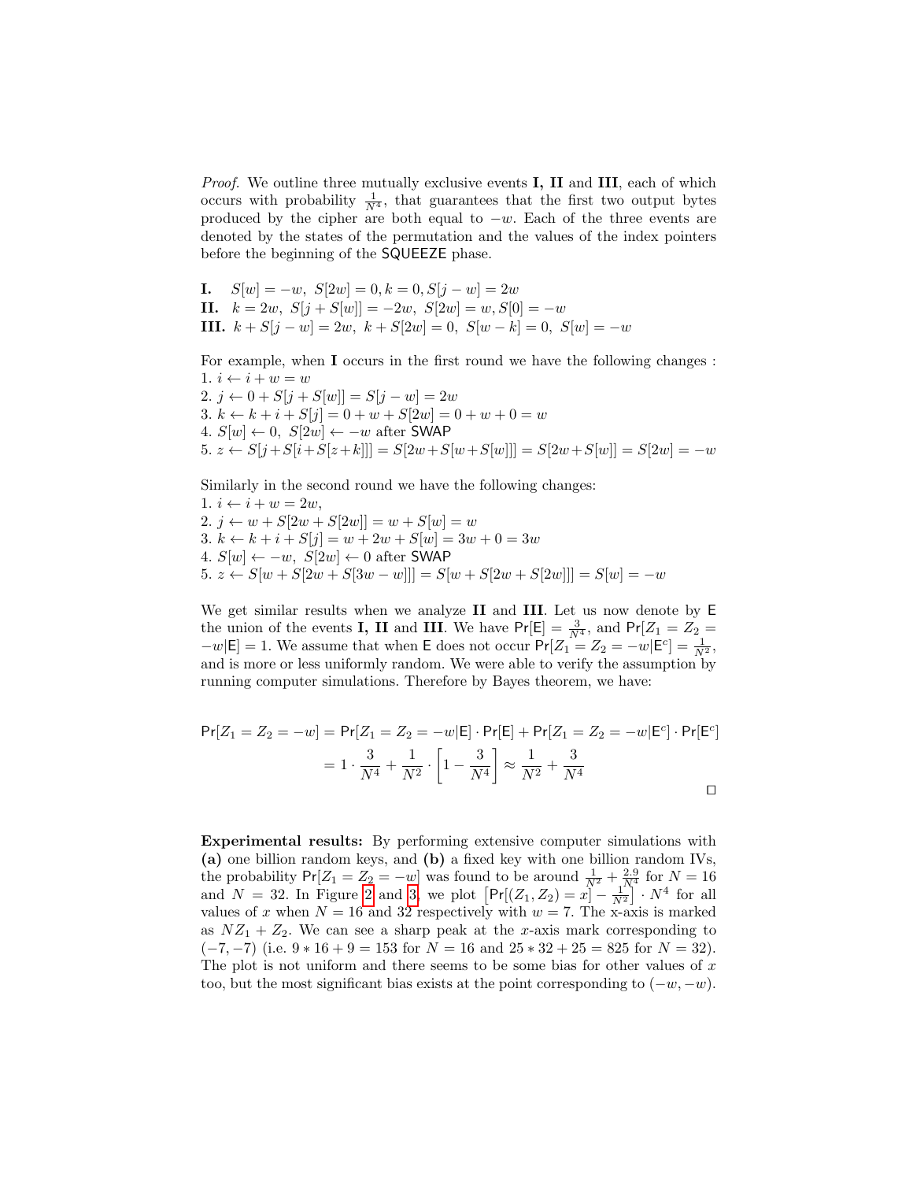*Proof.* We outline three mutually exclusive events **I, II** and **III**, each of which occurs with probability $\frac{1}{N^4}$, that guarantees that the first two output bytes produced by the cipher are both equal to $-w$. Each of the three events are denoted by the states of the permutation and the values of the index pointers before the beginning of the SQUEEZE phase.

**I.** $S[w] = -w,\ S[2w] = 0, k = 0, S[j-w] = 2w$
**II.** $k = 2w,\ S[j + S[w]] = -2w,\ S[2w] = w, S[0] = -w$
**III.** $k + S[j-w] = 2w,\ k + S[2w] = 0,\ S[w-k] = 0,\ S[w] = -w$

For example, when **I** occurs in the first round we have the following changes :
1. $i \leftarrow i + w = w$
2. $j \leftarrow 0 + S[j + S[w]] = S[j-w] = 2w$
3. $k \leftarrow k + i + S[j] = 0 + w + S[2w] = 0 + w + 0 = w$
4. $S[w] \leftarrow 0,\ S[2w] \leftarrow -w$ after SWAP
5. $z \leftarrow S[j+S[i+S[z+k]]] = S[2w+S[w+S[w]]] = S[2w+S[w]] = S[2w] = -w$

Similarly in the second round we have the following changes:
1. $i \leftarrow i + w = 2w$,
2. $j \leftarrow w + S[2w + S[2w]] = w + S[w] = w$
3. $k \leftarrow k + i + S[j] = w + 2w + S[w] = 3w + 0 = 3w$
4. $S[w] \leftarrow -w,\ S[2w] \leftarrow 0$ after SWAP
5. $z \leftarrow S[w + S[2w + S[3w - w]]] = S[w + S[2w + S[2w]]] = S[w] = -w$

We get similar results when we analyze **II** and **III**. Let us now denote by E the union of the events **I, II** and **III**. We have $\Pr[\mathsf{E}] = \frac{3}{N^4}$, and $\Pr[Z_1 = Z_2 = -w|\mathsf{E}] = 1$. We assume that when E does not occur $\Pr[Z_1 = Z_2 = -w|\mathsf{E}^c] = \frac{1}{N^2}$, and is more or less uniformly random. We were able to verify the assumption by running computer simulations. Therefore by Bayes theorem, we have:

$$\Pr[Z_1 = Z_2 = -w] = \Pr[Z_1 = Z_2 = -w|\mathsf{E}] \cdot \Pr[\mathsf{E}] + \Pr[Z_1 = Z_2 = -w|\mathsf{E}^c] \cdot \Pr[\mathsf{E}^c]$$
$$= 1 \cdot \frac{3}{N^4} + \frac{1}{N^2} \cdot \left[1 - \frac{3}{N^4}\right] \approx \frac{1}{N^2} + \frac{3}{N^4}$$

□

**Experimental results:** By performing extensive computer simulations with **(a)** one billion random keys, and **(b)** a fixed key with one billion random IVs, the probability $\Pr[Z_1 = Z_2 = -w]$ was found to be around $\frac{1}{N^2} + \frac{2.9}{N^4}$ for $N = 16$ and $N = 32$. In Figure 2 and 3, we plot $\left[\Pr[(Z_1, Z_2) = x] - \frac{1}{N^2}\right] \cdot N^4$ for all values of $x$ when $N = 16$ and 32 respectively with $w = 7$. The x-axis is marked as $NZ_1 + Z_2$. We can see a sharp peak at the $x$-axis mark corresponding to $(-7, -7)$ (i.e. $9 * 16 + 9 = 153$ for $N = 16$ and $25 * 32 + 25 = 825$ for $N = 32$). The plot is not uniform and there seems to be some bias for other values of $x$ too, but the most significant bias exists at the point corresponding to $(-w, -w)$.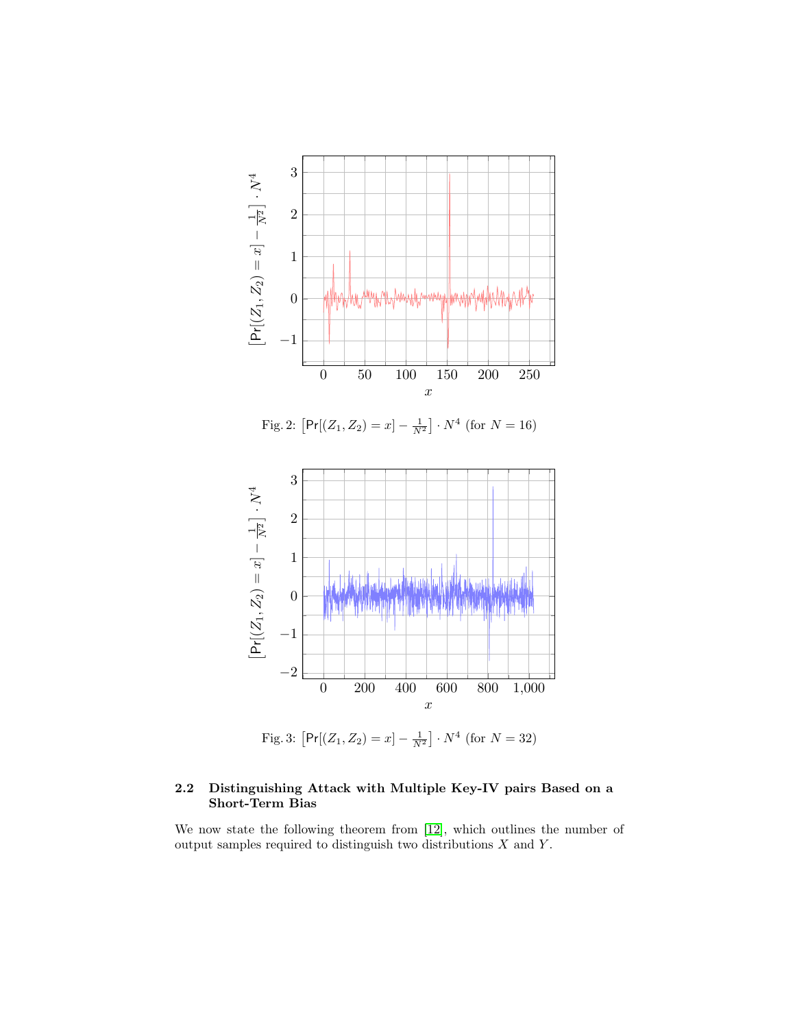Fig. 2: $\left[\Pr[(Z_1, Z_2) = x] - \frac{1}{N^2}\right] \cdot N^4$ (for $N = 16$)

Fig. 3: $\left[\Pr[(Z_1, Z_2) = x] - \frac{1}{N^2}\right] \cdot N^4$ (for $N = 32$)

### 2.2 Distinguishing Attack with Multiple Key-IV pairs Based on a Short-Term Bias

We now state the following theorem from [12], which outlines the number of output samples required to distinguish two distributions $X$ and $Y$.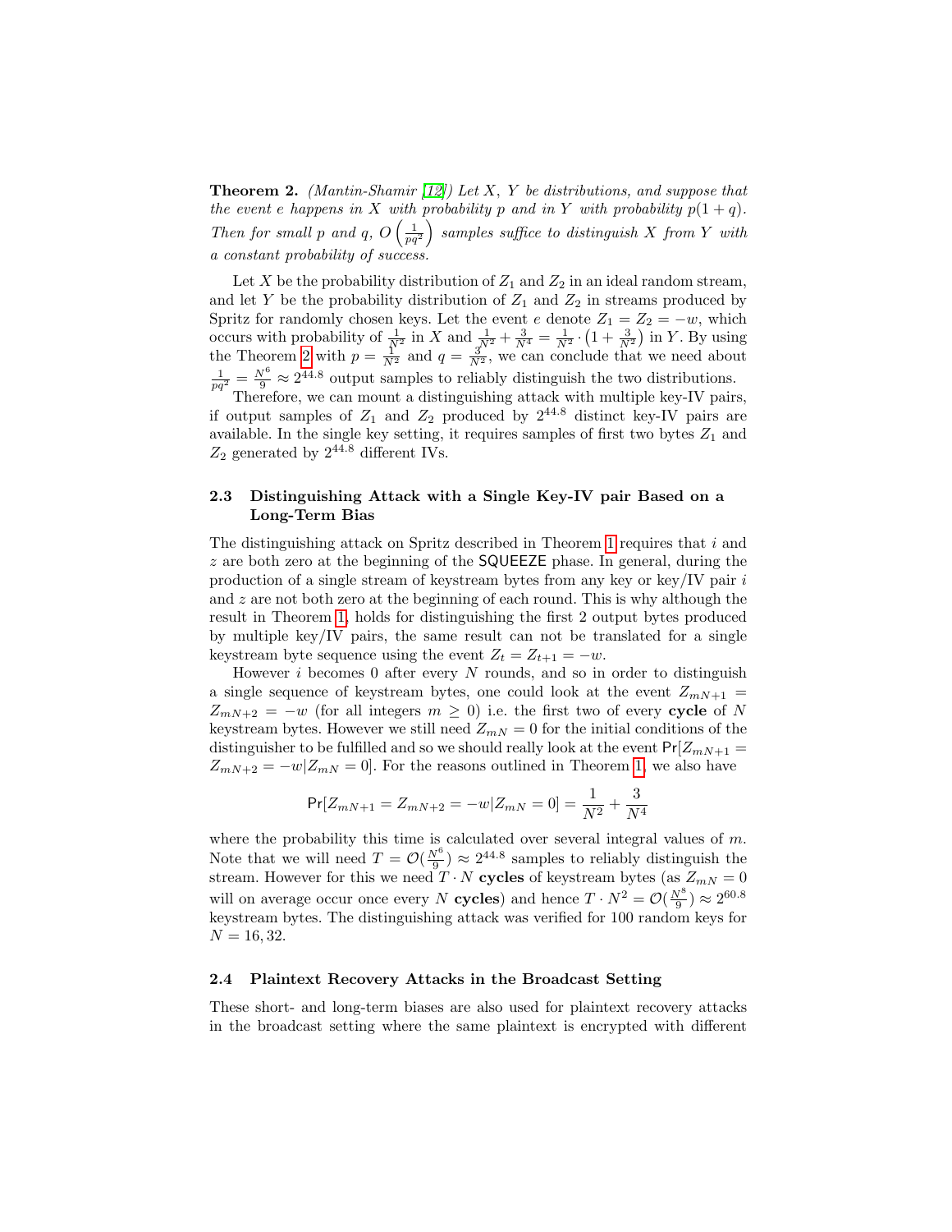**Theorem 2.** *(Mantin-Shamir [12]) Let $X$, $Y$ be distributions, and suppose that the event $e$ happens in $X$ with probability $p$ and in $Y$ with probability $p(1+q)$. Then for small $p$ and $q$, $O\left(\frac{1}{pq^2}\right)$ samples suffice to distinguish $X$ from $Y$ with a constant probability of success.*

Let $X$ be the probability distribution of $Z_1$ and $Z_2$ in an ideal random stream, and let $Y$ be the probability distribution of $Z_1$ and $Z_2$ in streams produced by Spritz for randomly chosen keys. Let the event $e$ denote $Z_1 = Z_2 = -w$, which occurs with probability of $\frac{1}{N^2}$ in $X$ and $\frac{1}{N^2} + \frac{3}{N^4} = \frac{1}{N^2} \cdot \left(1 + \frac{3}{N^2}\right)$ in $Y$. By using the Theorem 2 with $p = \frac{1}{N^2}$ and $q = \frac{3}{N^2}$, we can conclude that we need about $\frac{1}{pq^2} = \frac{N^6}{9} \approx 2^{44.8}$ output samples to reliably distinguish the two distributions.

Therefore, we can mount a distinguishing attack with multiple key-IV pairs, if output samples of $Z_1$ and $Z_2$ produced by $2^{44.8}$ distinct key-IV pairs are available. In the single key setting, it requires samples of first two bytes $Z_1$ and $Z_2$ generated by $2^{44.8}$ different IVs.

### 2.3 Distinguishing Attack with a Single Key-IV pair Based on a Long-Term Bias

The distinguishing attack on Spritz described in Theorem 1 requires that $i$ and $z$ are both zero at the beginning of the SQUEEZE phase. In general, during the production of a single stream of keystream bytes from any key or key/IV pair $i$ and $z$ are not both zero at the beginning of each round. This is why although the result in Theorem 1, holds for distinguishing the first 2 output bytes produced by multiple key/IV pairs, the same result can not be translated for a single keystream byte sequence using the event $Z_t = Z_{t+1} = -w$.

However $i$ becomes 0 after every $N$ rounds, and so in order to distinguish a single sequence of keystream bytes, one could look at the event $Z_{mN+1} = Z_{mN+2} = -w$ (for all integers $m \geq 0$) i.e. the first two of every **cycle** of $N$ keystream bytes. However we still need $Z_{mN} = 0$ for the initial conditions of the distinguisher to be fulfilled and so we should really look at the event $\mathsf{Pr}[Z_{mN+1} = Z_{mN+2} = -w | Z_{mN} = 0]$. For the reasons outlined in Theorem 1, we also have

$$\mathsf{Pr}[Z_{mN+1} = Z_{mN+2} = -w | Z_{mN} = 0] = \frac{1}{N^2} + \frac{3}{N^4}$$

where the probability this time is calculated over several integral values of $m$. Note that we will need $T = \mathcal{O}(\frac{N^6}{9}) \approx 2^{44.8}$ samples to reliably distinguish the stream. However for this we need $T \cdot N$ **cycles** of keystream bytes (as $Z_{mN} = 0$ will on average occur once every $N$ **cycles**) and hence $T \cdot N^2 = \mathcal{O}(\frac{N^8}{9}) \approx 2^{60.8}$ keystream bytes. The distinguishing attack was verified for 100 random keys for $N = 16, 32$.

### 2.4 Plaintext Recovery Attacks in the Broadcast Setting

These short- and long-term biases are also used for plaintext recovery attacks in the broadcast setting where the same plaintext is encrypted with different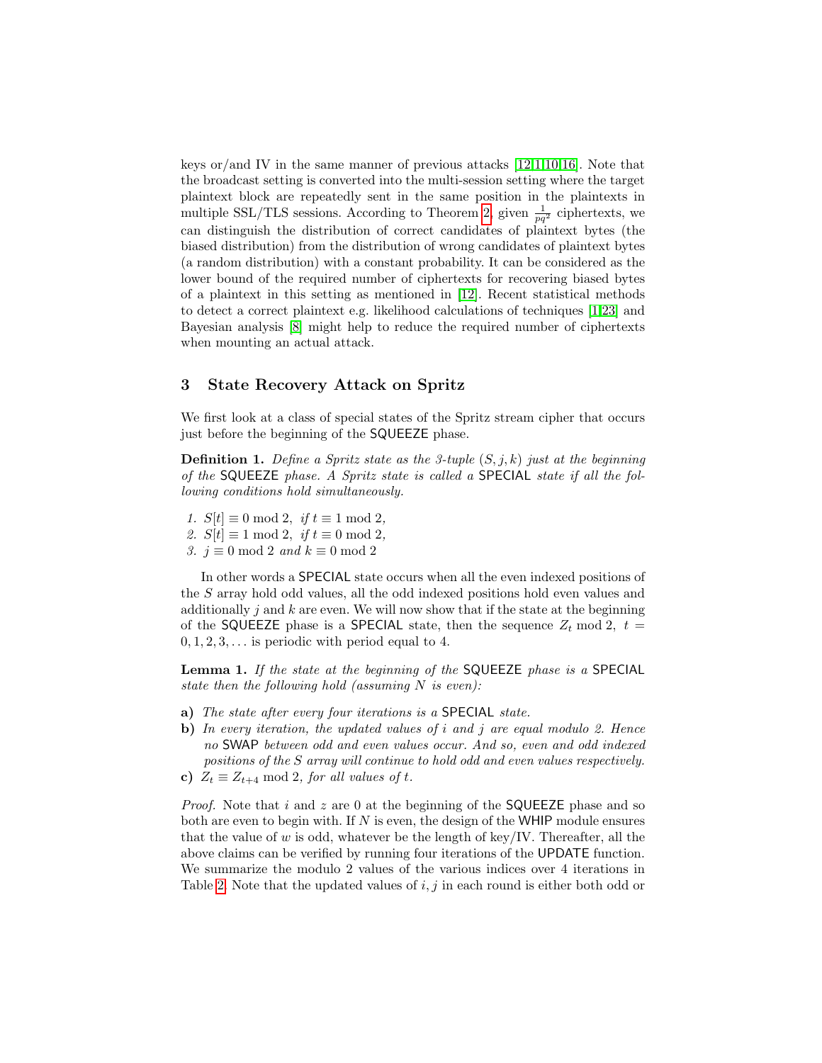keys or/and IV in the same manner of previous attacks [12,1,10,16]. Note that the broadcast setting is converted into the multi-session setting where the target plaintext block are repeatedly sent in the same position in the plaintexts in multiple SSL/TLS sessions. According to Theorem 2, given $\frac{1}{pq^2}$ ciphertexts, we can distinguish the distribution of correct candidates of plaintext bytes (the biased distribution) from the distribution of wrong candidates of plaintext bytes (a random distribution) with a constant probability. It can be considered as the lower bound of the required number of ciphertexts for recovering biased bytes of a plaintext in this setting as mentioned in [12]. Recent statistical methods to detect a correct plaintext e.g. likelihood calculations of techniques [1,23] and Bayesian analysis [8] might help to reduce the required number of ciphertexts when mounting an actual attack.

## 3 State Recovery Attack on Spritz

We first look at a class of special states of the Spritz stream cipher that occurs just before the beginning of the SQUEEZE phase.

**Definition 1.** *Define a Spritz state as the 3-tuple $(S, j, k)$ just at the beginning of the* SQUEEZE *phase. A Spritz state is called a* SPECIAL *state if all the following conditions hold simultaneously.*

1. $S[t] \equiv 0 \bmod 2$, *if* $t \equiv 1 \bmod 2$,
2. $S[t] \equiv 1 \bmod 2$, *if* $t \equiv 0 \bmod 2$,
3. $j \equiv 0 \bmod 2$ *and* $k \equiv 0 \bmod 2$

In other words a SPECIAL state occurs when all the even indexed positions of the $S$ array hold odd values, all the odd indexed positions hold even values and additionally $j$ and $k$ are even. We will now show that if the state at the beginning of the SQUEEZE phase is a SPECIAL state, then the sequence $Z_t \bmod 2$, $t = 0, 1, 2, 3, \ldots$ is periodic with period equal to 4.

**Lemma 1.** *If the state at the beginning of the* SQUEEZE *phase is a* SPECIAL *state then the following hold (assuming $N$ is even):*

- **a)** *The state after every four iterations is a* SPECIAL *state.*
- **b)** *In every iteration, the updated values of $i$ and $j$ are equal modulo 2. Hence no* SWAP *between odd and even values occur. And so, even and odd indexed positions of the $S$ array will continue to hold odd and even values respectively.*
- **c)** $Z_t \equiv Z_{t+4} \bmod 2$*, for all values of $t$.*

*Proof.* Note that $i$ and $z$ are 0 at the beginning of the SQUEEZE phase and so both are even to begin with. If $N$ is even, the design of the WHIP module ensures that the value of $w$ is odd, whatever be the length of key/IV. Thereafter, all the above claims can be verified by running four iterations of the UPDATE function. We summarize the modulo 2 values of the various indices over 4 iterations in Table 2. Note that the updated values of $i, j$ in each round is either both odd or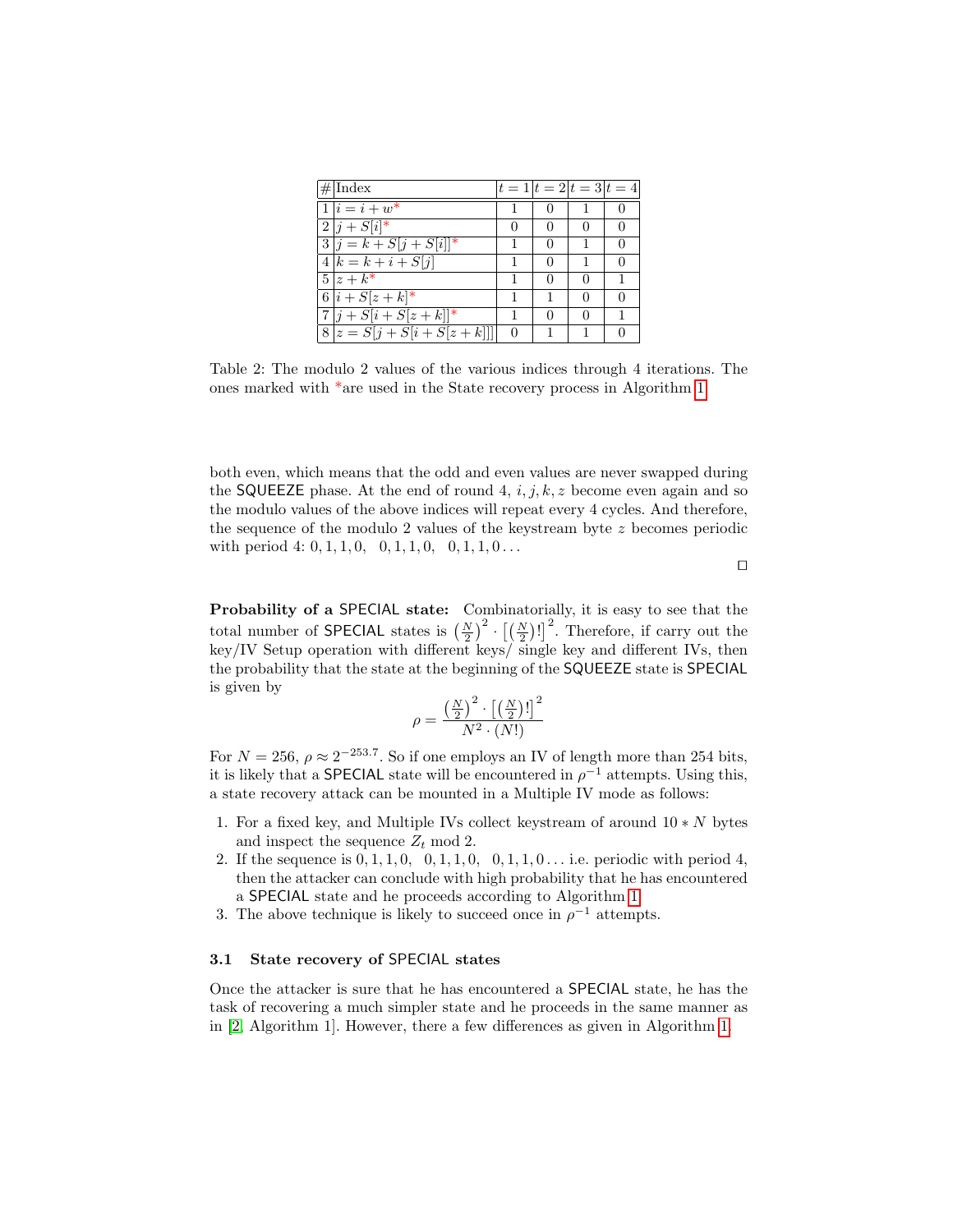| # | Index | $t=1$ | $t=2$ | $t=3$ | $t=4$ |
|---|---|---|---|---|---|
| 1 | $i = i + w$* | 1 | 0 | 1 | 0 |
| 2 | $j + S[i]$* | 0 | 0 | 0 | 0 |
| 3 | $j = k + S[j + S[i]]$* | 1 | 0 | 1 | 0 |
| 4 | $k = k + i + S[j]$ | 1 | 0 | 1 | 0 |
| 5 | $z + k$* | 1 | 0 | 0 | 1 |
| 6 | $i + S[z + k]$* | 1 | 1 | 0 | 0 |
| 7 | $j + S[i + S[z + k]]$* | 1 | 0 | 0 | 1 |
| 8 | $z = S[j + S[i + S[z + k]]]$ | 0 | 1 | 1 | 0 |

Table 2: The modulo 2 values of the various indices through 4 iterations. The ones marked with *are used in the State recovery process in Algorithm 1

both even, which means that the odd and even values are never swapped during the SQUEEZE phase. At the end of round 4, $i, j, k, z$ become even again and so the modulo values of the above indices will repeat every 4 cycles. And therefore, the sequence of the modulo 2 values of the keystream byte $z$ becomes periodic with period 4: $0, 1, 1, 0, \quad 0, 1, 1, 0, \quad 0, 1, 1, 0 \ldots$

□

**Probability of a SPECIAL state:** Combinatorially, it is easy to see that the total number of SPECIAL states is $\left(\frac{N}{2}\right)^2 \cdot \left[\left(\frac{N}{2}\right)!\right]^2$. Therefore, if carry out the key/IV Setup operation with different keys/ single key and different IVs, then the probability that the state at the beginning of the SQUEEZE state is SPECIAL is given by

$$\rho = \frac{\left(\frac{N}{2}\right)^2 \cdot \left[\left(\frac{N}{2}\right)!\right]^2}{N^2 \cdot (N!)}$$

For $N = 256$, $\rho \approx 2^{-253.7}$. So if one employs an IV of length more than 254 bits, it is likely that a SPECIAL state will be encountered in $\rho^{-1}$ attempts. Using this, a state recovery attack can be mounted in a Multiple IV mode as follows:

1. For a fixed key, and Multiple IVs collect keystream of around $10 * N$ bytes and inspect the sequence $Z_t \bmod 2$.
2. If the sequence is $0, 1, 1, 0, \quad 0, 1, 1, 0, \quad 0, 1, 1, 0 \ldots$ i.e. periodic with period 4, then the attacker can conclude with high probability that he has encountered a SPECIAL state and he proceeds according to Algorithm 1.
3. The above technique is likely to succeed once in $\rho^{-1}$ attempts.

### 3.1 State recovery of SPECIAL states

Once the attacker is sure that he has encountered a SPECIAL state, he has the task of recovering a much simpler state and he proceeds in the same manner as in [2, Algorithm 1]. However, there a few differences as given in Algorithm 1.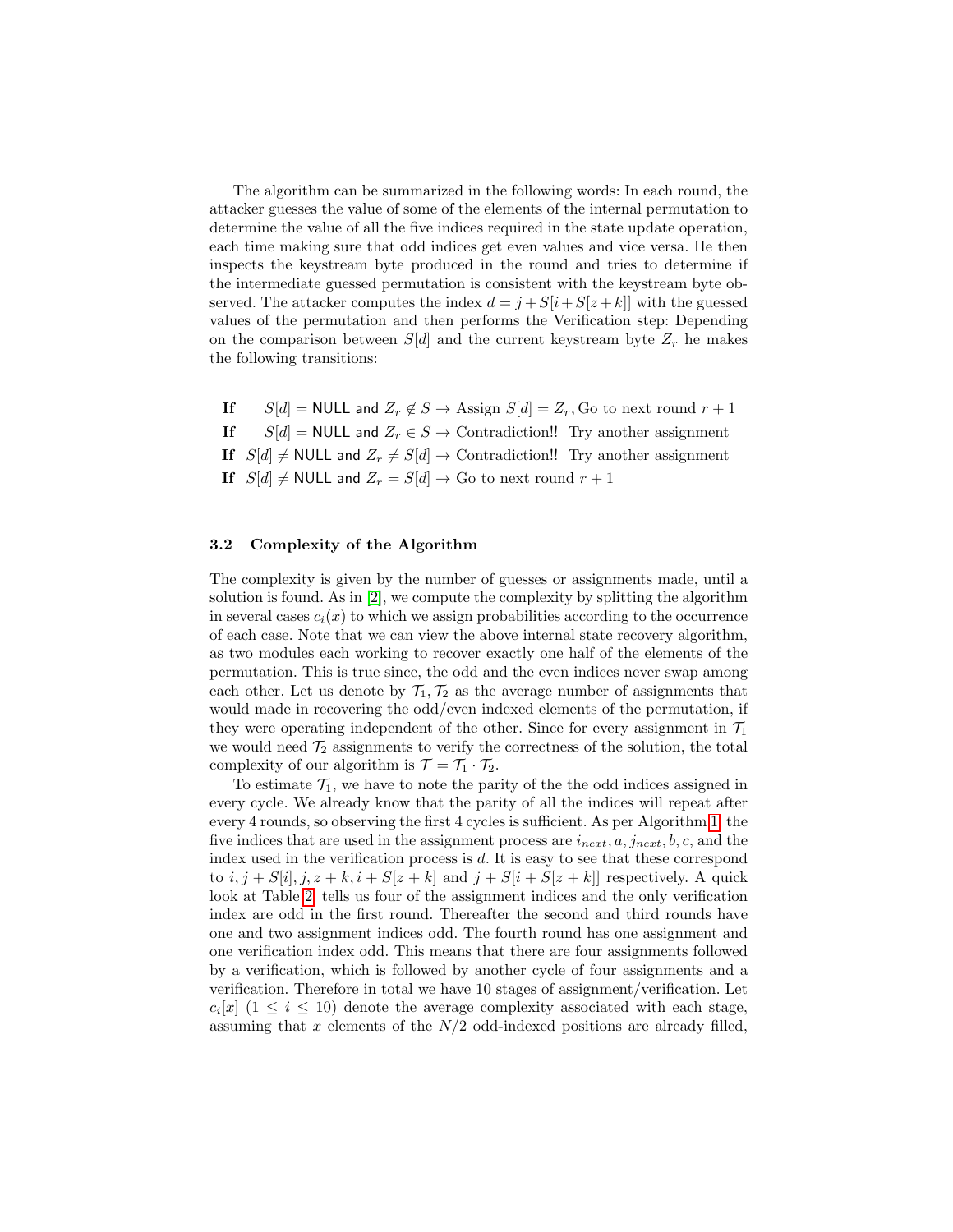The algorithm can be summarized in the following words: In each round, the attacker guesses the value of some of the elements of the internal permutation to determine the value of all the five indices required in the state update operation, each time making sure that odd indices get even values and vice versa. He then inspects the keystream byte produced in the round and tries to determine if the intermediate guessed permutation is consistent with the keystream byte observed. The attacker computes the index $d = j + S[i + S[z + k]]$ with the guessed values of the permutation and then performs the Verification step: Depending on the comparison between $S[d]$ and the current keystream byte $Z_r$ he makes the following transitions:

**If** $\quad S[d] = \mathsf{NULL}$ and $Z_r \notin S \rightarrow$ Assign $S[d] = Z_r$, Go to next round $r+1$

**If** $\quad S[d] = \mathsf{NULL}$ and $Z_r \in S \rightarrow$ Contradiction!! Try another assignment

**If** $\quad S[d] \neq \mathsf{NULL}$ and $Z_r \neq S[d] \rightarrow$ Contradiction!! Try another assignment

**If** $\quad S[d] \neq \mathsf{NULL}$ and $Z_r = S[d] \rightarrow$ Go to next round $r+1$

### 3.2 Complexity of the Algorithm

The complexity is given by the number of guesses or assignments made, until a solution is found. As in [2], we compute the complexity by splitting the algorithm in several cases $c_i(x)$ to which we assign probabilities according to the occurrence of each case. Note that we can view the above internal state recovery algorithm, as two modules each working to recover exactly one half of the elements of the permutation. This is true since, the odd and the even indices never swap among each other. Let us denote by $\mathcal{T}_1, \mathcal{T}_2$ as the average number of assignments that would made in recovering the odd/even indexed elements of the permutation, if they were operating independent of the other. Since for every assignment in $\mathcal{T}_1$ we would need $\mathcal{T}_2$ assignments to verify the correctness of the solution, the total complexity of our algorithm is $\mathcal{T} = \mathcal{T}_1 \cdot \mathcal{T}_2$.

To estimate $\mathcal{T}_1$, we have to note the parity of the the odd indices assigned in every cycle. We already know that the parity of all the indices will repeat after every 4 rounds, so observing the first 4 cycles is sufficient. As per Algorithm 1, the five indices that are used in the assignment process are $i_{next}, a, j_{next}, b, c$, and the index used in the verification process is $d$. It is easy to see that these correspond to $i, j + S[i], j, z + k, i + S[z + k]$ and $j + S[i + S[z + k]]$ respectively. A quick look at Table 2, tells us four of the assignment indices and the only verification index are odd in the first round. Thereafter the second and third rounds have one and two assignment indices odd. The fourth round has one assignment and one verification index odd. This means that there are four assignments followed by a verification, which is followed by another cycle of four assignments and a verification. Therefore in total we have 10 stages of assignment/verification. Let $c_i[x]$ $(1 \leq i \leq 10)$ denote the average complexity associated with each stage, assuming that $x$ elements of the $N/2$ odd-indexed positions are already filled,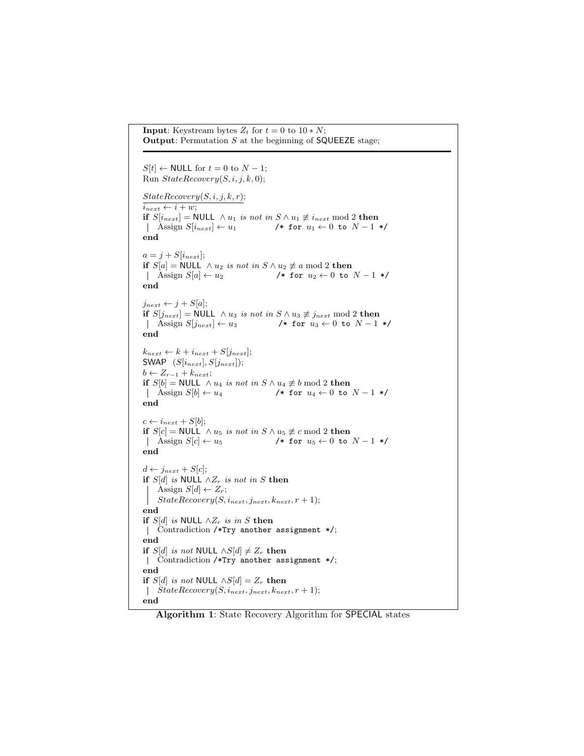**Input**: Keystream bytes $Z_t$ for $t = 0$ to $10 * N$;
**Output**: Permutation $S$ at the beginning of SQUEEZE stage;

---

$S[t] \leftarrow$ NULL for $t = 0$ to $N - 1$;
Run $StateRecovery(S, i, j, k, 0)$;

$\underline{StateRecovery(S, i, j, k, r)}$;
$i_{next} \leftarrow i + w$;
**if** $S[i_{next}] =$ NULL $\wedge\, u_1$ *is not in* $S \wedge u_1 \not\equiv i_{next} \bmod 2$ **then**
| Assign $S[i_{next}] \leftarrow u_1$ `/* for ` $u_1 \leftarrow 0$ ` to ` $N - 1$ ` */`
**end**

$a = j + S[i_{next}]$;
**if** $S[a] =$ NULL $\wedge\, u_2$ *is not in* $S \wedge u_2 \not\equiv a \bmod 2$ **then**
| Assign $S[a] \leftarrow u_2$ `/* for ` $u_2 \leftarrow 0$ ` to ` $N - 1$ ` */`
**end**

$j_{next} \leftarrow j + S[a]$;
**if** $S[j_{next}] =$ NULL $\wedge\, u_3$ *is not in* $S \wedge u_3 \not\equiv j_{next} \bmod 2$ **then**
| Assign $S[j_{next}] \leftarrow u_3$ `/* for ` $u_3 \leftarrow 0$ ` to ` $N - 1$ ` */`
**end**

$k_{next} \leftarrow k + i_{next} + S[j_{next}]$;
SWAP $(S[i_{next}], S[j_{next}])$;
$b \leftarrow Z_{r-1} + k_{next}$;
**if** $S[b] =$ NULL $\wedge\, u_4$ *is not in* $S \wedge u_4 \not\equiv b \bmod 2$ **then**
| Assign $S[b] \leftarrow u_4$ `/* for ` $u_4 \leftarrow 0$ ` to ` $N - 1$ ` */`
**end**

$c \leftarrow i_{next} + S[b]$;
**if** $S[c] =$ NULL $\wedge\, u_5$ *is not in* $S \wedge u_5 \not\equiv c \bmod 2$ **then**
| Assign $S[c] \leftarrow u_5$ `/* for ` $u_5 \leftarrow 0$ ` to ` $N - 1$ ` */`
**end**

$d \leftarrow j_{next} + S[c]$;
**if** $S[d]$ *is* NULL $\wedge Z_r$ *is not in* $S$ **then**
| Assign $S[d] \leftarrow Z_r$;
| $StateRecovery(S, i_{next}, j_{next}, k_{next}, r + 1)$;
**end**
**if** $S[d]$ *is* NULL $\wedge Z_r$ *is in* $S$ **then**
| Contradiction `/*Try another assignment */`;
**end**
**if** $S[d]$ *is not* NULL $\wedge S[d] \neq Z_r$ **then**
| Contradiction `/*Try another assignment */`;
**end**
**if** $S[d]$ *is not* NULL $\wedge S[d] = Z_r$ **then**
| $StateRecovery(S, i_{next}, j_{next}, k_{next}, r + 1)$;
**end**

**Algorithm 1**: State Recovery Algorithm for SPECIAL states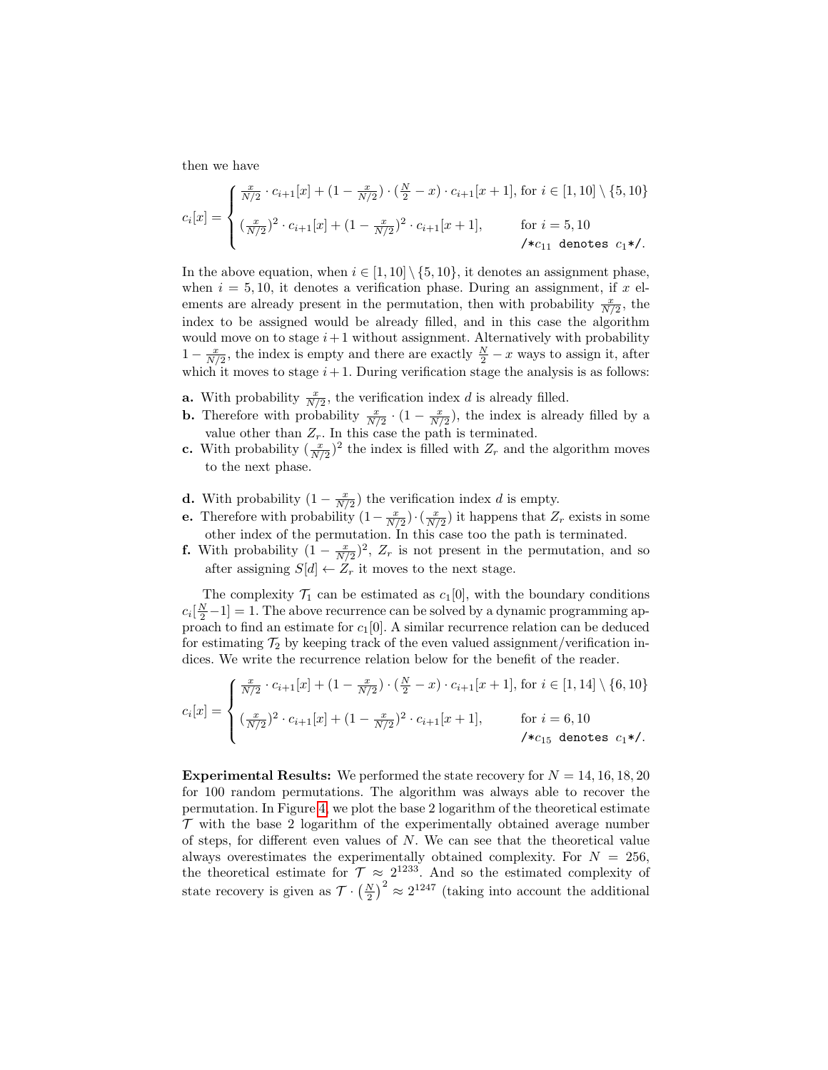then we have

$$c_i[x] = \begin{cases} \frac{x}{N/2} \cdot c_{i+1}[x] + (1 - \frac{x}{N/2}) \cdot (\frac{N}{2} - x) \cdot c_{i+1}[x+1], & \text{for } i \in [1, 10] \setminus \{5, 10\} \\ (\frac{x}{N/2})^2 \cdot c_{i+1}[x] + (1 - \frac{x}{N/2})^2 \cdot c_{i+1}[x+1], & \text{for } i = 5, 10 \\ & \texttt{/*}c_{11} \texttt{ denotes } c_1\texttt{*/}. \end{cases}$$

In the above equation, when $i \in [1, 10] \setminus \{5, 10\}$, it denotes an assignment phase, when $i = 5, 10$, it denotes a verification phase. During an assignment, if $x$ elements are already present in the permutation, then with probability $\frac{x}{N/2}$, the index to be assigned would be already filled, and in this case the algorithm would move on to stage $i+1$ without assignment. Alternatively with probability $1 - \frac{x}{N/2}$, the index is empty and there are exactly $\frac{N}{2} - x$ ways to assign it, after which it moves to stage $i+1$. During verification stage the analysis is as follows:

**a.** With probability $\frac{x}{N/2}$, the verification index $d$ is already filled.

**b.** Therefore with probability $\frac{x}{N/2} \cdot (1 - \frac{x}{N/2})$, the index is already filled by a value other than $Z_r$. In this case the path is terminated.

**c.** With probability $(\frac{x}{N/2})^2$ the index is filled with $Z_r$ and the algorithm moves to the next phase.

**d.** With probability $(1 - \frac{x}{N/2})$ the verification index $d$ is empty.

**e.** Therefore with probability $(1 - \frac{x}{N/2}) \cdot (\frac{x}{N/2})$ it happens that $Z_r$ exists in some other index of the permutation. In this case too the path is terminated.

**f.** With probability $(1 - \frac{x}{N/2})^2$, $Z_r$ is not present in the permutation, and so after assigning $S[d] \leftarrow Z_r$ it moves to the next stage.

The complexity $\mathcal{T}_1$ can be estimated as $c_1[0]$, with the boundary conditions $c_i[\frac{N}{2} - 1] = 1$. The above recurrence can be solved by a dynamic programming approach to find an estimate for $c_1[0]$. A similar recurrence relation can be deduced for estimating $\mathcal{T}_2$ by keeping track of the even valued assignment/verification indices. We write the recurrence relation below for the benefit of the reader.

$$c_i[x] = \begin{cases} \frac{x}{N/2} \cdot c_{i+1}[x] + (1 - \frac{x}{N/2}) \cdot (\frac{N}{2} - x) \cdot c_{i+1}[x+1], & \text{for } i \in [1, 14] \setminus \{6, 10\} \\ (\frac{x}{N/2})^2 \cdot c_{i+1}[x] + (1 - \frac{x}{N/2})^2 \cdot c_{i+1}[x+1], & \text{for } i = 6, 10 \\ & \texttt{/*}c_{15} \texttt{ denotes } c_1\texttt{*/}. \end{cases}$$

**Experimental Results:** We performed the state recovery for $N = 14, 16, 18, 20$ for 100 random permutations. The algorithm was always able to recover the permutation. In Figure 4, we plot the base 2 logarithm of the theoretical estimate $\mathcal{T}$ with the base 2 logarithm of the experimentally obtained average number of steps, for different even values of $N$. We can see that the theoretical value always overestimates the experimentally obtained complexity. For $N = 256$, the theoretical estimate for $\mathcal{T} \approx 2^{1233}$. And so the estimated complexity of state recovery is given as $\mathcal{T} \cdot \left(\frac{N}{2}\right)^2 \approx 2^{1247}$ (taking into account the additional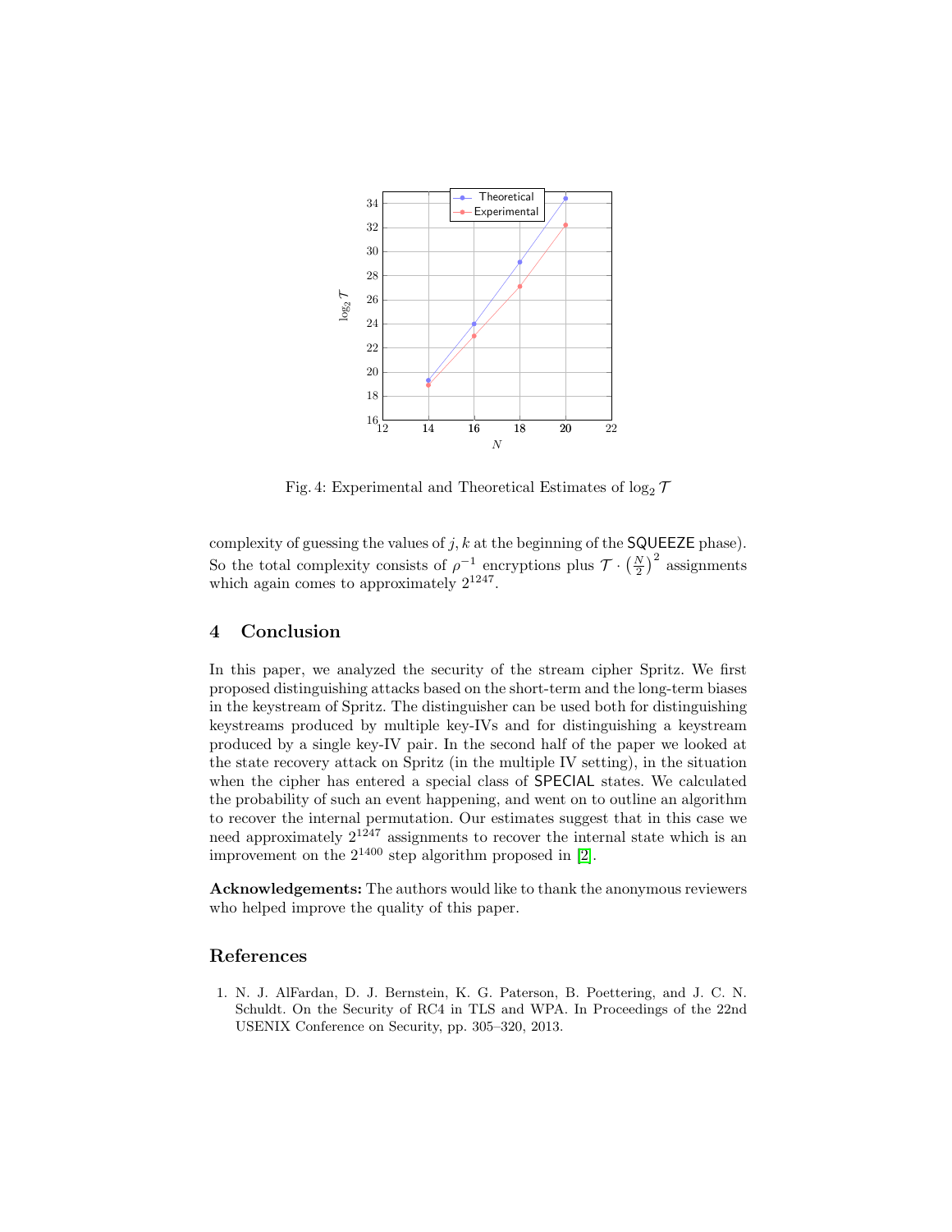Fig. 4: Experimental and Theoretical Estimates of $\log_2 \mathcal{T}$

complexity of guessing the values of $j, k$ at the beginning of the SQUEEZE phase). So the total complexity consists of $\rho^{-1}$ encryptions plus $\mathcal{T} \cdot \left(\frac{N}{2}\right)^2$ assignments which again comes to approximately $2^{1247}$.

## 4 Conclusion

In this paper, we analyzed the security of the stream cipher Spritz. We first proposed distinguishing attacks based on the short-term and the long-term biases in the keystream of Spritz. The distinguisher can be used both for distinguishing keystreams produced by multiple key-IVs and for distinguishing a keystream produced by a single key-IV pair. In the second half of the paper we looked at the state recovery attack on Spritz (in the multiple IV setting), in the situation when the cipher has entered a special class of SPECIAL states. We calculated the probability of such an event happening, and went on to outline an algorithm to recover the internal permutation. Our estimates suggest that in this case we need approximately $2^{1247}$ assignments to recover the internal state which is an improvement on the $2^{1400}$ step algorithm proposed in [2].

**Acknowledgements:** The authors would like to thank the anonymous reviewers who helped improve the quality of this paper.

## References

1. N. J. AlFardan, D. J. Bernstein, K. G. Paterson, B. Poettering, and J. C. N. Schuldt. On the Security of RC4 in TLS and WPA. In Proceedings of the 22nd USENIX Conference on Security, pp. 305–320, 2013.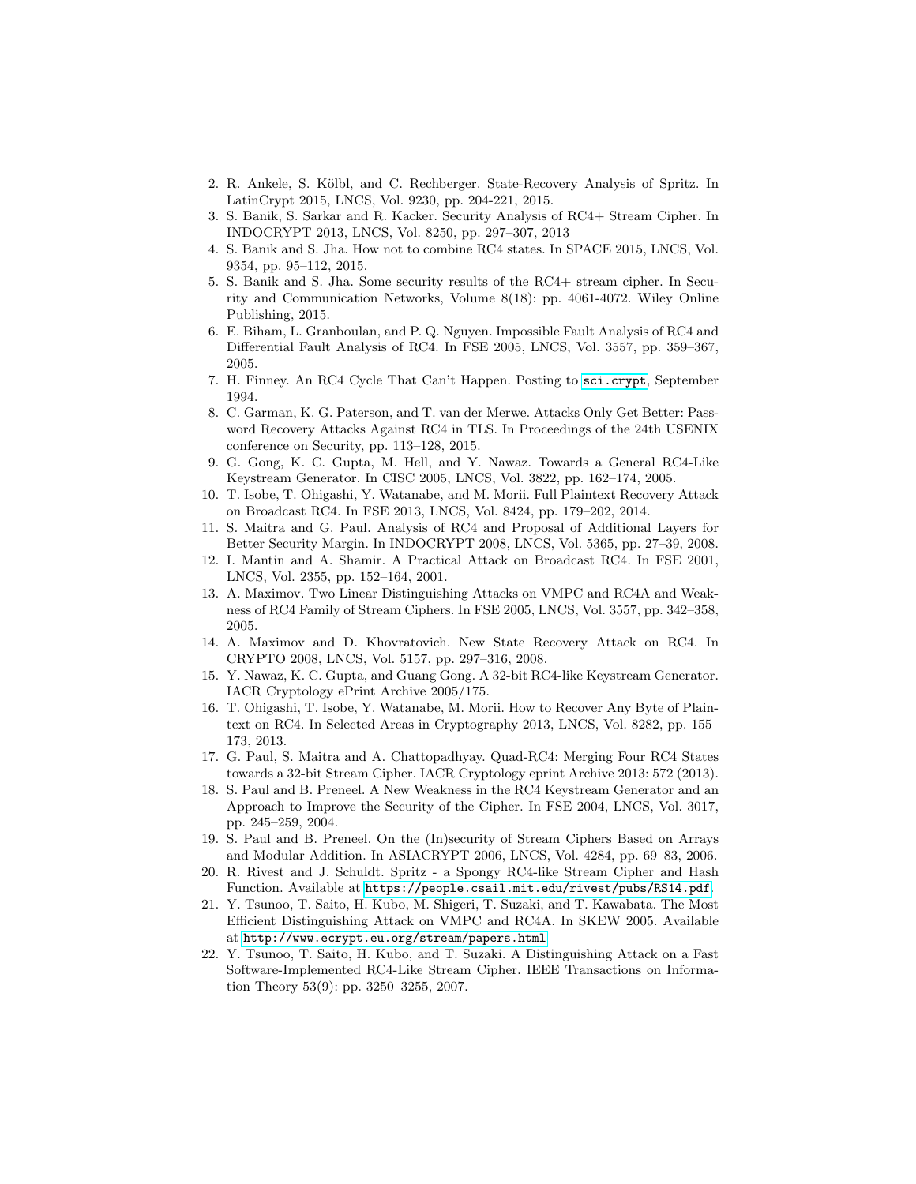2. R. Ankele, S. Kölbl, and C. Rechberger. State-Recovery Analysis of Spritz. In LatinCrypt 2015, LNCS, Vol. 9230, pp. 204-221, 2015.
3. S. Banik, S. Sarkar and R. Kacker. Security Analysis of RC4+ Stream Cipher. In INDOCRYPT 2013, LNCS, Vol. 8250, pp. 297–307, 2013
4. S. Banik and S. Jha. How not to combine RC4 states. In SPACE 2015, LNCS, Vol. 9354, pp. 95–112, 2015.
5. S. Banik and S. Jha. Some security results of the RC4+ stream cipher. In Security and Communication Networks, Volume 8(18): pp. 4061-4072. Wiley Online Publishing, 2015.
6. E. Biham, L. Granboulan, and P. Q. Nguyen. Impossible Fault Analysis of RC4 and Differential Fault Analysis of RC4. In FSE 2005, LNCS, Vol. 3557, pp. 359–367, 2005.
7. H. Finney. An RC4 Cycle That Can't Happen. Posting to `sci.crypt`, September 1994.
8. C. Garman, K. G. Paterson, and T. van der Merwe. Attacks Only Get Better: Password Recovery Attacks Against RC4 in TLS. In Proceedings of the 24th USENIX conference on Security, pp. 113–128, 2015.
9. G. Gong, K. C. Gupta, M. Hell, and Y. Nawaz. Towards a General RC4-Like Keystream Generator. In CISC 2005, LNCS, Vol. 3822, pp. 162–174, 2005.
10. T. Isobe, T. Ohigashi, Y. Watanabe, and M. Morii. Full Plaintext Recovery Attack on Broadcast RC4. In FSE 2013, LNCS, Vol. 8424, pp. 179–202, 2014.
11. S. Maitra and G. Paul. Analysis of RC4 and Proposal of Additional Layers for Better Security Margin. In INDOCRYPT 2008, LNCS, Vol. 5365, pp. 27–39, 2008.
12. I. Mantin and A. Shamir. A Practical Attack on Broadcast RC4. In FSE 2001, LNCS, Vol. 2355, pp. 152–164, 2001.
13. A. Maximov. Two Linear Distinguishing Attacks on VMPC and RC4A and Weakness of RC4 Family of Stream Ciphers. In FSE 2005, LNCS, Vol. 3557, pp. 342–358, 2005.
14. A. Maximov and D. Khovratovich. New State Recovery Attack on RC4. In CRYPTO 2008, LNCS, Vol. 5157, pp. 297–316, 2008.
15. Y. Nawaz, K. C. Gupta, and Guang Gong. A 32-bit RC4-like Keystream Generator. IACR Cryptology ePrint Archive 2005/175.
16. T. Ohigashi, T. Isobe, Y. Watanabe, M. Morii. How to Recover Any Byte of Plaintext on RC4. In Selected Areas in Cryptography 2013, LNCS, Vol. 8282, pp. 155–173, 2013.
17. G. Paul, S. Maitra and A. Chattopadhyay. Quad-RC4: Merging Four RC4 States towards a 32-bit Stream Cipher. IACR Cryptology eprint Archive 2013: 572 (2013).
18. S. Paul and B. Preneel. A New Weakness in the RC4 Keystream Generator and an Approach to Improve the Security of the Cipher. In FSE 2004, LNCS, Vol. 3017, pp. 245–259, 2004.
19. S. Paul and B. Preneel. On the (In)security of Stream Ciphers Based on Arrays and Modular Addition. In ASIACRYPT 2006, LNCS, Vol. 4284, pp. 69–83, 2006.
20. R. Rivest and J. Schuldt. Spritz - a Spongy RC4-like Stream Cipher and Hash Function. Available at `https://people.csail.mit.edu/rivest/pubs/RS14.pdf`.
21. Y. Tsunoo, T. Saito, H. Kubo, M. Shigeri, T. Suzaki, and T. Kawabata. The Most Efficient Distinguishing Attack on VMPC and RC4A. In SKEW 2005. Available at `http://www.ecrypt.eu.org/stream/papers.html`
22. Y. Tsunoo, T. Saito, H. Kubo, and T. Suzaki. A Distinguishing Attack on a Fast Software-Implemented RC4-Like Stream Cipher. IEEE Transactions on Information Theory 53(9): pp. 3250–3255, 2007.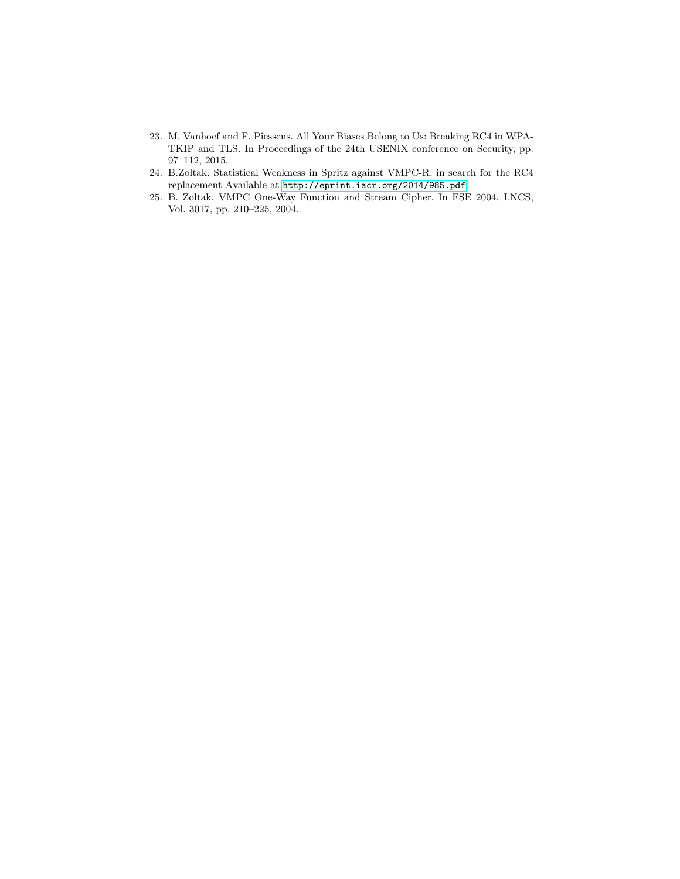23. M. Vanhoef and F. Piessens. All Your Biases Belong to Us: Breaking RC4 in WPA-TKIP and TLS. In Proceedings of the 24th USENIX conference on Security, pp. 97–112, 2015.
24. B.Zoltak. Statistical Weakness in Spritz against VMPC-R: in search for the RC4 replacement Available at http://eprint.iacr.org/2014/985.pdf
25. B. Zoltak. VMPC One-Way Function and Stream Cipher. In FSE 2004, LNCS, Vol. 3017, pp. 210–225, 2004.